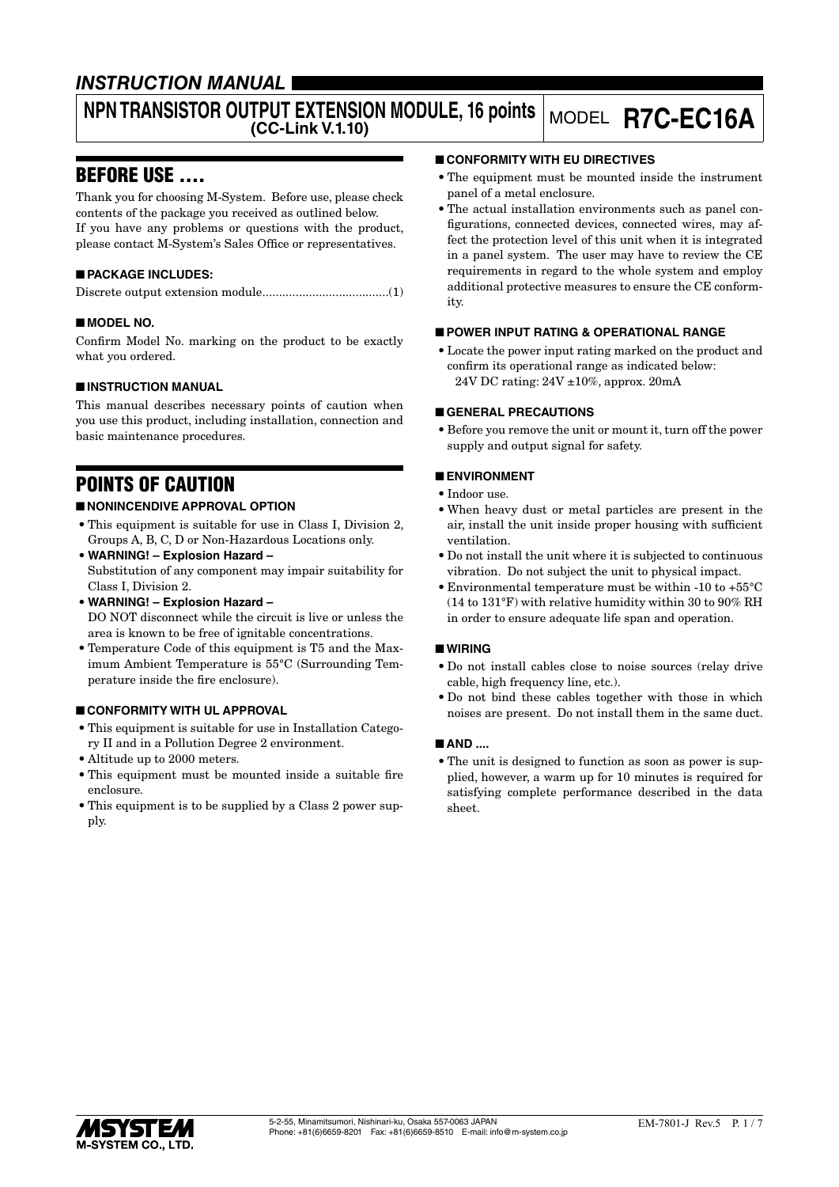# INSTRUCTION MANUAL

# NPN TRANSISTOR OUTPUT EXTENSION MODULE, 16 points (CC-Link V.1.10)

MODEL **R7C-EC16A**

## BEFORE USE ....

Thank you for choosing M-System. Before use, please check contents of the package you received as outlined below.
If you have any problems or questions with the product, please contact M-System's Sales Office or representatives.

### ■ PACKAGE INCLUDES:

Discrete output extension module......................................(1)

### ■ MODEL NO.

Confirm Model No. marking on the product to be exactly what you ordered.

### ■ INSTRUCTION MANUAL

This manual describes necessary points of caution when you use this product, including installation, connection and basic maintenance procedures.

## POINTS OF CAUTION

### ■ NONINCENDIVE APPROVAL OPTION

- This equipment is suitable for use in Class I, Division 2, Groups A, B, C, D or Non-Hazardous Locations only.
- **WARNING! – Explosion Hazard –**
  Substitution of any component may impair suitability for Class I, Division 2.
- **WARNING! – Explosion Hazard –**
  DO NOT disconnect while the circuit is live or unless the area is known to be free of ignitable concentrations.
- Temperature Code of this equipment is T5 and the Maximum Ambient Temperature is 55°C (Surrounding Temperature inside the fire enclosure).

### ■ CONFORMITY WITH UL APPROVAL

- This equipment is suitable for use in Installation Category II and in a Pollution Degree 2 environment.
- Altitude up to 2000 meters.
- This equipment must be mounted inside a suitable fire enclosure.
- This equipment is to be supplied by a Class 2 power supply.

### ■ CONFORMITY WITH EU DIRECTIVES

- The equipment must be mounted inside the instrument panel of a metal enclosure.
- The actual installation environments such as panel configurations, connected devices, connected wires, may affect the protection level of this unit when it is integrated in a panel system. The user may have to review the CE requirements in regard to the whole system and employ additional protective measures to ensure the CE conformity.

### ■ POWER INPUT RATING & OPERATIONAL RANGE

- Locate the power input rating marked on the product and confirm its operational range as indicated below:
  24V DC rating: 24V ±10%, approx. 20mA

### ■ GENERAL PRECAUTIONS

- Before you remove the unit or mount it, turn off the power supply and output signal for safety.

### ■ ENVIRONMENT

- Indoor use.
- When heavy dust or metal particles are present in the air, install the unit inside proper housing with sufficient ventilation.
- Do not install the unit where it is subjected to continuous vibration. Do not subject the unit to physical impact.
- Environmental temperature must be within -10 to +55°C (14 to 131°F) with relative humidity within 30 to 90% RH in order to ensure adequate life span and operation.

### ■ WIRING

- Do not install cables close to noise sources (relay drive cable, high frequency line, etc.).
- Do not bind these cables together with those in which noises are present. Do not install them in the same duct.

### ■ AND ....

- The unit is designed to function as soon as power is supplied, however, a warm up for 10 minutes is required for satisfying complete performance described in the data sheet.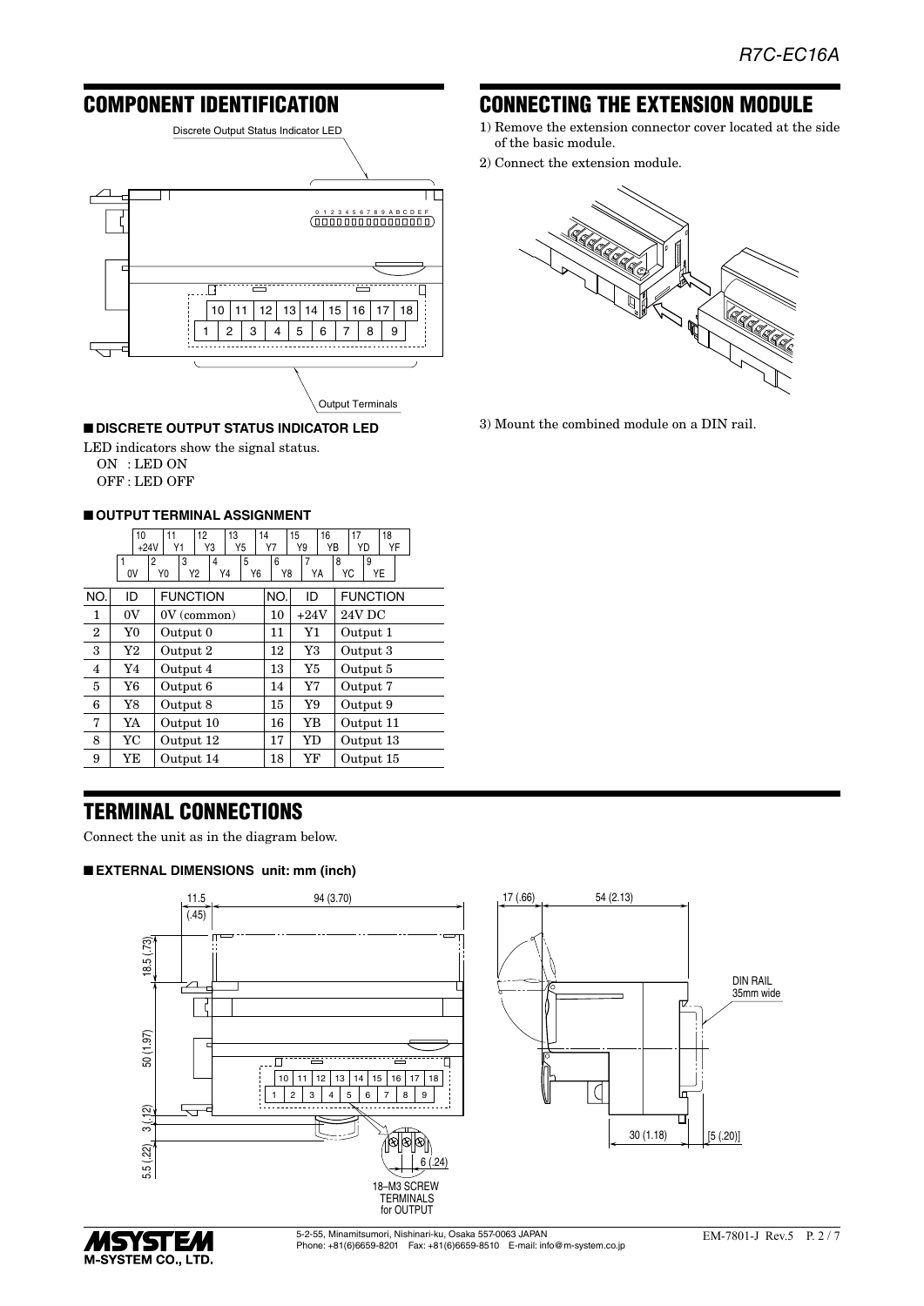## COMPONENT IDENTIFICATION

Discrete Output Status Indicator LED

0 1 2 3 4 5 6 7 8 9 A B C D E F

10 11 12 13 14 15 16 17 18
1 2 3 4 5 6 7 8 9

Output Terminals

### ■ DISCRETE OUTPUT STATUS INDICATOR LED

LED indicators show the signal status.

ON : LED ON
OFF : LED OFF

### ■ OUTPUT TERMINAL ASSIGNMENT

10 +24V, 11 Y1, 12 Y3, 13 Y5, 14 Y7, 15 Y9, 16 YB, 17 YD, 18 YF
1 0V, 2 Y0, 3 Y2, 4 Y4, 5 Y6, 6 Y8, 7 YA, 8 YC, 9 YE

| NO. | ID | FUNCTION | NO. | ID | FUNCTION |
|---|---|---|---|---|---|
| 1 | 0V | 0V (common) | 10 | +24V | 24V DC |
| 2 | Y0 | Output 0 | 11 | Y1 | Output 1 |
| 3 | Y2 | Output 2 | 12 | Y3 | Output 3 |
| 4 | Y4 | Output 4 | 13 | Y5 | Output 5 |
| 5 | Y6 | Output 6 | 14 | Y7 | Output 7 |
| 6 | Y8 | Output 8 | 15 | Y9 | Output 9 |
| 7 | YA | Output 10 | 16 | YB | Output 11 |
| 8 | YC | Output 12 | 17 | YD | Output 13 |
| 9 | YE | Output 14 | 18 | YF | Output 15 |

## CONNECTING THE EXTENSION MODULE

1) Remove the extension connector cover located at the side of the basic module.
2) Connect the extension module.
3) Mount the combined module on a DIN rail.

## TERMINAL CONNECTIONS

Connect the unit as in the diagram below.

### ■ EXTERNAL DIMENSIONS unit: mm (inch)

11.5 (.45)
94 (3.70)
18.5 (.73)
50 (1.97)
3 (.12)
5.5 (.22)
6 (.24)
18–M3 SCREW TERMINALS for OUTPUT

17 (.66)
54 (2.13)
DIN RAIL 35mm wide
30 (1.18)
[5 (.20)]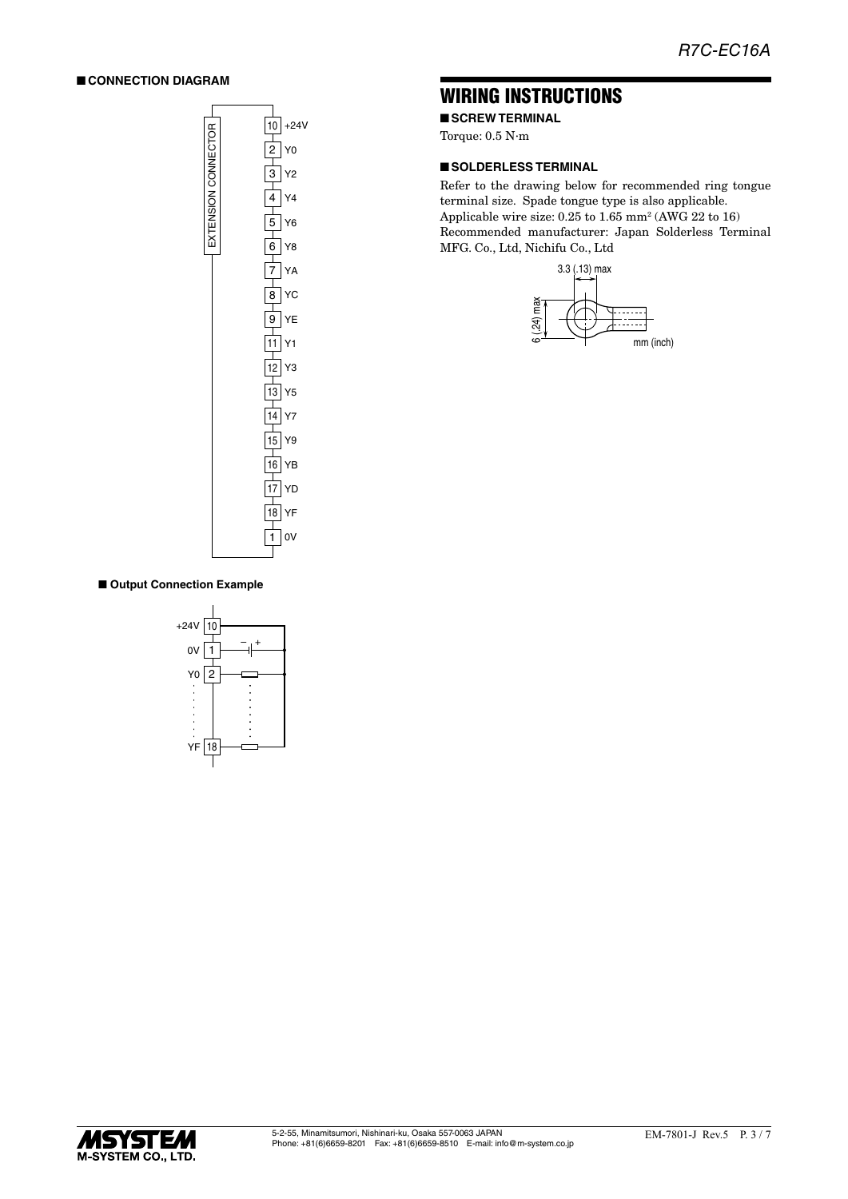## ■ CONNECTION DIAGRAM

EXTENSION CONNECTOR

10 +24V
2 Y0
3 Y2
4 Y4
5 Y6
6 Y8
7 YA
8 YC
9 YE
11 Y1
12 Y3
13 Y5
14 Y7
15 Y9
16 YB
17 YD
18 YF
1 0V

### ■ Output Connection Example

+24V 10
0V 1
Y0 2
YF 18

# WIRING INSTRUCTIONS

### ■ SCREW TERMINAL

Torque: 0.5 N·m

### ■ SOLDERLESS TERMINAL

Refer to the drawing below for recommended ring tongue terminal size. Spade tongue type is also applicable.
Applicable wire size: 0.25 to 1.65 mm$^2$ (AWG 22 to 16)
Recommended manufacturer: Japan Solderless Terminal MFG. Co., Ltd, Nichifu Co., Ltd

3.3 (.13) max
6 (.24) max
mm (inch)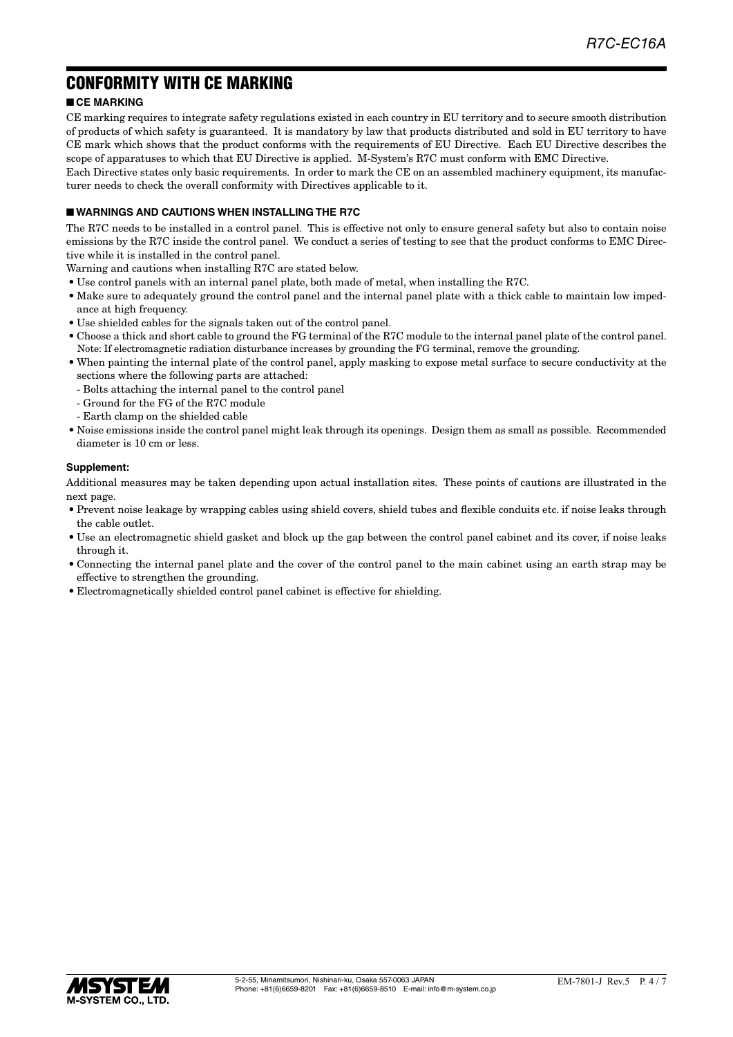# CONFORMITY WITH CE MARKING

## ■ CE MARKING

CE marking requires to integrate safety regulations existed in each country in EU territory and to secure smooth distribution of products of which safety is guaranteed. It is mandatory by law that products distributed and sold in EU territory to have CE mark which shows that the product conforms with the requirements of EU Directive. Each EU Directive describes the scope of apparatuses to which that EU Directive is applied. M-System's R7C must conform with EMC Directive.

Each Directive states only basic requirements. In order to mark the CE on an assembled machinery equipment, its manufacturer needs to check the overall conformity with Directives applicable to it.

## ■ WARNINGS AND CAUTIONS WHEN INSTALLING THE R7C

The R7C needs to be installed in a control panel. This is effective not only to ensure general safety but also to contain noise emissions by the R7C inside the control panel. We conduct a series of testing to see that the product conforms to EMC Directive while it is installed in the control panel.

Warning and cautions when installing R7C are stated below.

- Use control panels with an internal panel plate, both made of metal, when installing the R7C.
- Make sure to adequately ground the control panel and the internal panel plate with a thick cable to maintain low impedance at high frequency.
- Use shielded cables for the signals taken out of the control panel.
- Choose a thick and short cable to ground the FG terminal of the R7C module to the internal panel plate of the control panel.
  Note: If electromagnetic radiation disturbance increases by grounding the FG terminal, remove the grounding.
- When painting the internal plate of the control panel, apply masking to expose metal surface to secure conductivity at the sections where the following parts are attached:
  - Bolts attaching the internal panel to the control panel
  - Ground for the FG of the R7C module
  - Earth clamp on the shielded cable
- Noise emissions inside the control panel might leak through its openings. Design them as small as possible. Recommended diameter is 10 cm or less.

**Supplement:**

Additional measures may be taken depending upon actual installation sites. These points of cautions are illustrated in the next page.

- Prevent noise leakage by wrapping cables using shield covers, shield tubes and flexible conduits etc. if noise leaks through the cable outlet.
- Use an electromagnetic shield gasket and block up the gap between the control panel cabinet and its cover, if noise leaks through it.
- Connecting the internal panel plate and the cover of the control panel to the main cabinet using an earth strap may be effective to strengthen the grounding.
- Electromagnetically shielded control panel cabinet is effective for shielding.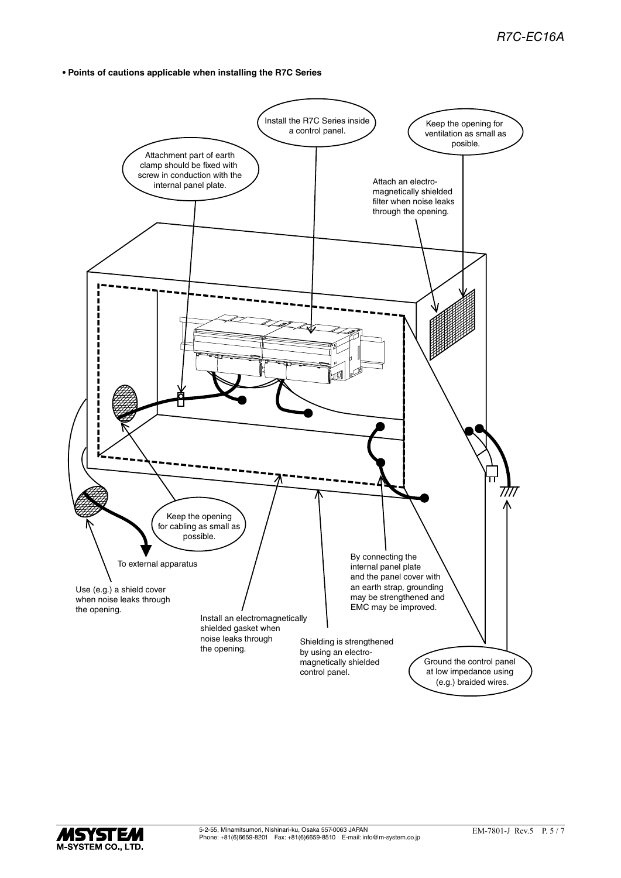**• Points of cautions applicable when installing the R7C Series**

Install the R7C Series inside a control panel.

Keep the opening for ventilation as small as posible.

Attachment part of earth clamp should be fixed with screw in conduction with the internal panel plate.

Attach an electro-magnetically shielded filter when noise leaks through the opening.

Keep the opening for cabling as small as possible.

To external apparatus

Use (e.g.) a shield cover when noise leaks through the opening.

Install an electromagnetically shielded gasket when noise leaks through the opening.

Shielding is strengthened by using an electro-magnetically shielded control panel.

By connecting the internal panel plate and the panel cover with an earth strap, grounding may be strengthened and EMC may be improved.

Ground the control panel at low impedance using (e.g.) braided wires.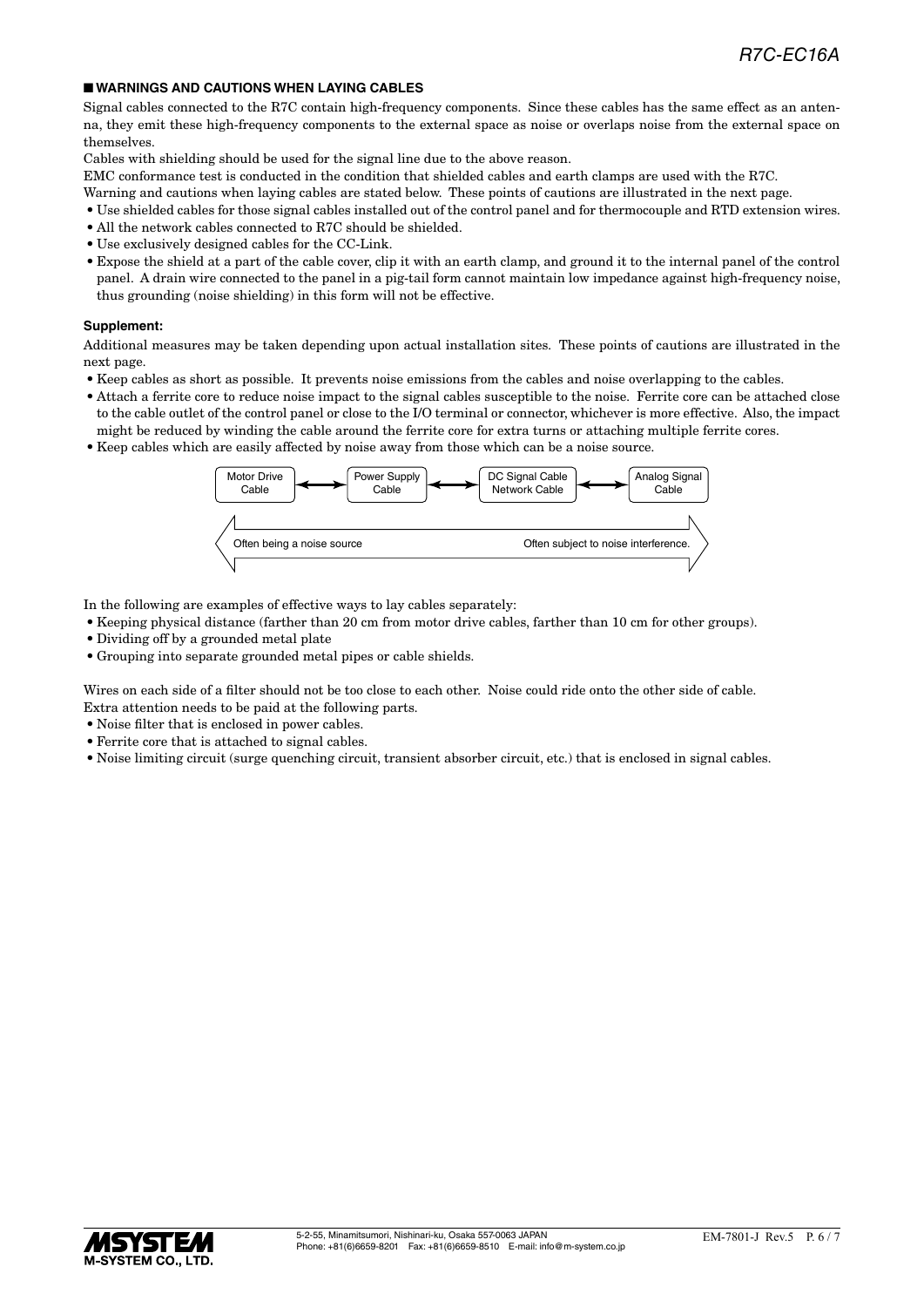## ■ WARNINGS AND CAUTIONS WHEN LAYING CABLES

Signal cables connected to the R7C contain high-frequency components. Since these cables has the same effect as an antenna, they emit these high-frequency components to the external space as noise or overlaps noise from the external space on themselves.

Cables with shielding should be used for the signal line due to the above reason.

EMC conformance test is conducted in the condition that shielded cables and earth clamps are used with the R7C.

Warning and cautions when laying cables are stated below. These points of cautions are illustrated in the next page.

- Use shielded cables for those signal cables installed out of the control panel and for thermocouple and RTD extension wires.
- All the network cables connected to R7C should be shielded.
- Use exclusively designed cables for the CC-Link.
- Expose the shield at a part of the cable cover, clip it with an earth clamp, and ground it to the internal panel of the control panel. A drain wire connected to the panel in a pig-tail form cannot maintain low impedance against high-frequency noise, thus grounding (noise shielding) in this form will not be effective.

**Supplement:**

Additional measures may be taken depending upon actual installation sites. These points of cautions are illustrated in the next page.

- Keep cables as short as possible. It prevents noise emissions from the cables and noise overlapping to the cables.
- Attach a ferrite core to reduce noise impact to the signal cables susceptible to the noise. Ferrite core can be attached close to the cable outlet of the control panel or close to the I/O terminal or connector, whichever is more effective. Also, the impact might be reduced by winding the cable around the ferrite core for extra turns or attaching multiple ferrite cores.
- Keep cables which are easily affected by noise away from those which can be a noise source.

Motor Drive Cable ↔ Power Supply Cable ↔ DC Signal Cable Network Cable ↔ Analog Signal Cable

Often being a noise source ⟷ Often subject to noise interference.

In the following are examples of effective ways to lay cables separately:

- Keeping physical distance (farther than 20 cm from motor drive cables, farther than 10 cm for other groups).
- Dividing off by a grounded metal plate
- Grouping into separate grounded metal pipes or cable shields.

Wires on each side of a filter should not be too close to each other. Noise could ride onto the other side of cable.

Extra attention needs to be paid at the following parts.

- Noise filter that is enclosed in power cables.
- Ferrite core that is attached to signal cables.
- Noise limiting circuit (surge quenching circuit, transient absorber circuit, etc.) that is enclosed in signal cables.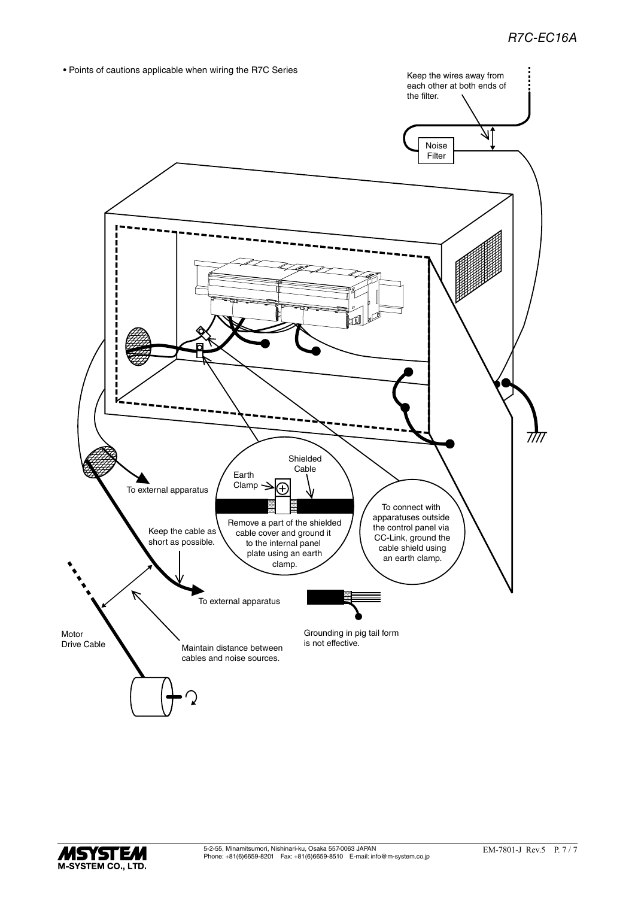• Points of cautions applicable when wiring the R7C Series

Keep the wires away from each other at both ends of the filter.

Noise Filter

Shielded Cable

Earth Clamp

To external apparatus

Remove a part of the shielded cable cover and ground it to the internal panel plate using an earth clamp.

To connect with apparatuses outside the control panel via CC-Link, ground the cable shield using an earth clamp.

Keep the cable as short as possible.

To external apparatus

Grounding in pig tail form is not effective.

Motor Drive Cable

Maintain distance between cables and noise sources.